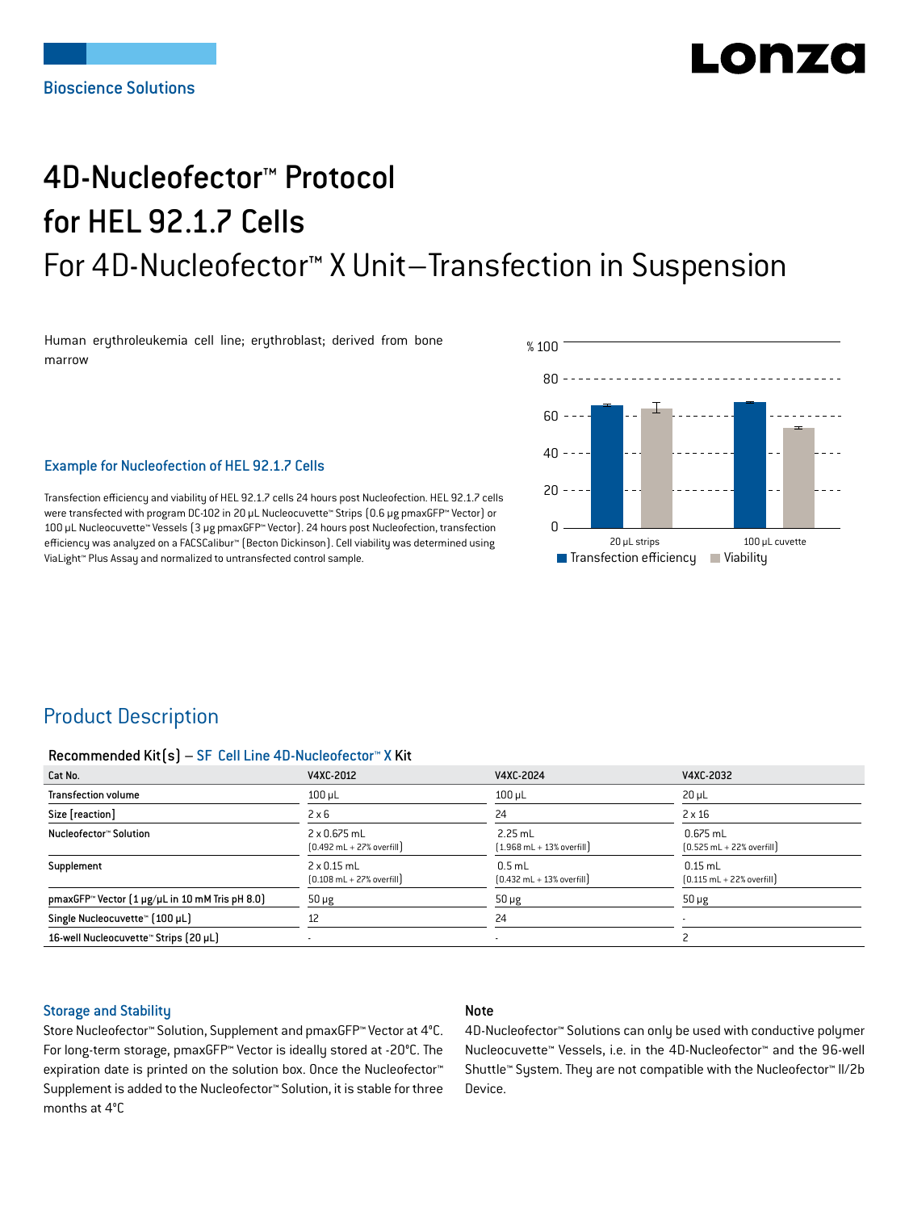# 4D-Nucleofector™ Protocol for HEL 92.1.7 Cells

## For 4D-Nucleofector™ X Unit–Transfection in Suspension

Human erythroleukemia cell line; erythroblast; derived from bone marrow

### Example for Nucleofection of HEL 92.1.7 Cells

Transfection efficiency and viability of HEL 92.1.7 cells 24 hours post Nucleofection. HEL 92.1.7 cells were transfected with program DC-102 in 20 µL Nucleocuvette™ Strips (0.6 µg pmaxGFP™ Vector) or 100 µL Nucleocuvette™ Vessels (3 µg pmaxGFP™ Vector). 24 hours post Nucleofection, transfection efficiency was analyzed on a FACSCalibur™ (Becton Dickinson). Cell viability was determined using ViaLight™ Plus Assay and normalized to untransfected control sample.

## Product Description

**Recommended Kit(s) – SF Cell Line 4D-Nucleofector™ X Kit**

| Cat No. | V4XC-2012 | V4XC-2024 | V4XC-2032 |
|---|---|---|---|
| Transfection volume | 100 µL | 100 µL | 20 µL |
| Size [reaction] | 2 x 6 | 24 | 2 x 16 |
| Nucleofector™ Solution | 2 x 0.675 mL (0.492 mL + 27% overfill) | 2.25 mL (1.968 mL + 13% overfill) | 0.675 mL (0.525 mL + 22% overfill) |
| Supplement | 2 x 0.15 mL (0.108 mL + 27% overfill) | 0.5 mL (0.432 mL + 13% overfill) | 0.15 mL (0.115 mL + 22% overfill) |
| pmaxGFP™ Vector (1 µg/µL in 10 mM Tris pH 8.0) | 50 µg | 50 µg | 50 µg |
| Single Nucleocuvette™ (100 µL) | 12 | 24 | - |
| 16-well Nucleocuvette™ Strips (20 µL) | - | - | 2 |

### Storage and Stability

Store Nucleofector™ Solution, Supplement and pmaxGFP™ Vector at 4°C. For long-term storage, pmaxGFP™ Vector is ideally stored at -20°C. The expiration date is printed on the solution box. Once the Nucleofector™ Supplement is added to the Nucleofector™ Solution, it is stable for three months at 4°C

### Note

4D-Nucleofector™ Solutions can only be used with conductive polymer Nucleocuvette™ Vessels, i.e. in the 4D-Nucleofector™ and the 96-well Shuttle™ System. They are not compatible with the Nucleofector™ II/2b Device.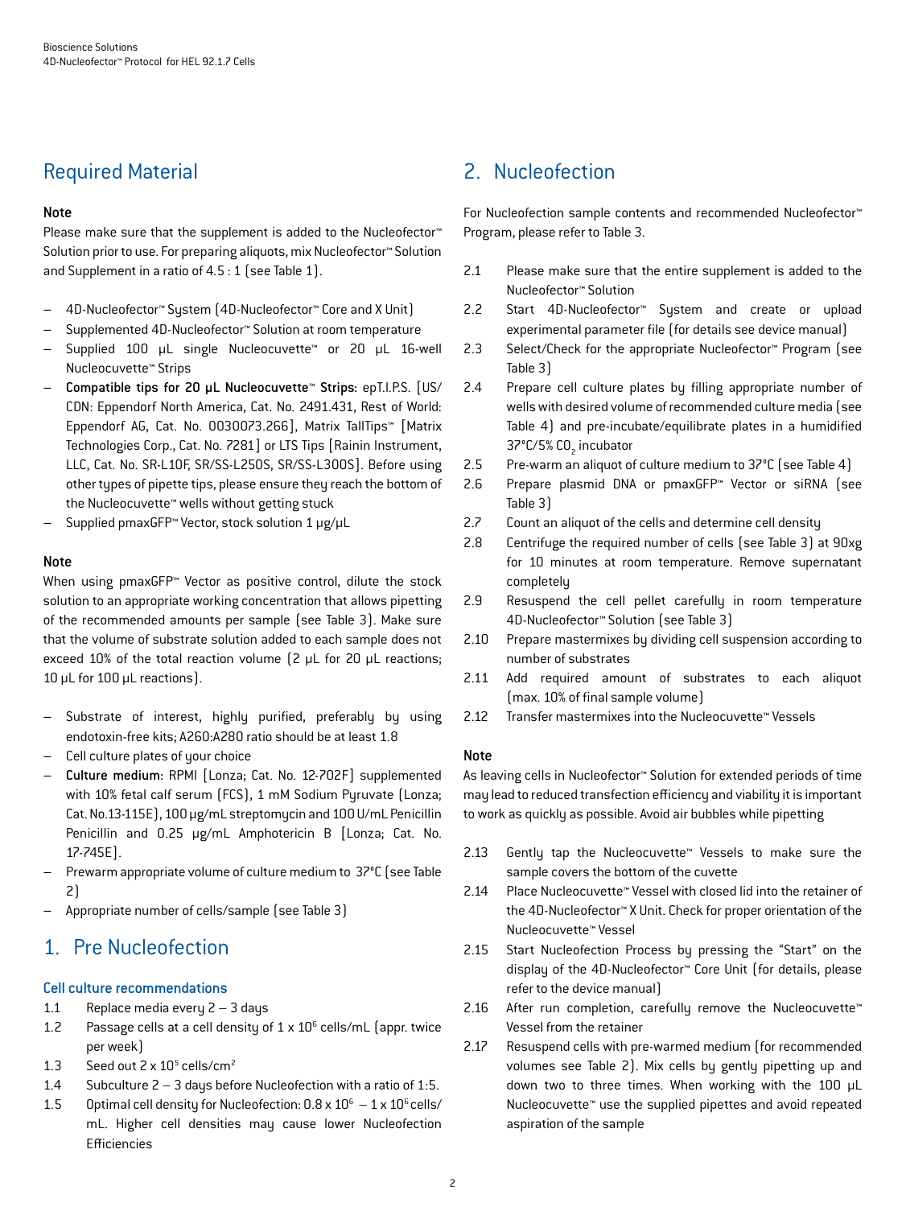# Required Material

#### Note

Please make sure that the supplement is added to the Nucleofector™ Solution prior to use. For preparing aliquots, mix Nucleofector™ Solution and Supplement in a ratio of 4.5 : 1 (see Table 1).

- 4D-Nucleofector™ System (4D-Nucleofector™ Core and X Unit)
- Supplemented 4D-Nucleofector™ Solution at room temperature
- Supplied 100 µL single Nucleocuvette™ or 20 µL 16-well Nucleocuvette™ Strips
- **Compatible tips for 20 µL Nucleocuvette™ Strips**: epT.I.P.S. [US/ CDN: Eppendorf North America, Cat. No. 2491.431, Rest of World: Eppendorf AG, Cat. No. 0030073.266], Matrix TallTips™ [Matrix Technologies Corp., Cat. No. 7281] or LTS Tips [Rainin Instrument, LLC, Cat. No. SR-L10F, SR/SS-L250S, SR/SS-L300S]. Before using other types of pipette tips, please ensure they reach the bottom of the Nucleocuvette™ wells without getting stuck
- Supplied pmaxGFP™ Vector, stock solution 1 µg/µL

#### Note

When using pmaxGFP™ Vector as positive control, dilute the stock solution to an appropriate working concentration that allows pipetting of the recommended amounts per sample (see Table 3). Make sure that the volume of substrate solution added to each sample does not exceed 10% of the total reaction volume (2 µL for 20 µL reactions; 10 µL for 100 µL reactions).

- Substrate of interest, highly purified, preferably by using endotoxin-free kits; A260:A280 ratio should be at least 1.8
- Cell culture plates of your choice
- **Culture medium:** RPMI [Lonza; Cat. No. 12-702F] supplemented with 10% fetal calf serum (FCS), 1 mM Sodium Pyruvate (Lonza; Cat. No.13-115E), 100 µg/mL streptomycin and 100 U/mL Penicillin Penicillin and 0.25 µg/mL Amphotericin B [Lonza; Cat. No. 17-745E].
- Prewarm appropriate volume of culture medium to 37°C (see Table 2)
- Appropriate number of cells/sample (see Table 3)

# 1. Pre Nucleofection

### Cell culture recommendations

1.1 Replace media every 2 – 3 days

1.2 Passage cells at a cell density of $1 \times 10^6$ cells/mL (appr. twice per week)

1.3 Seed out $2 \times 10^5$ cells/cm$^2$

1.4 Subculture 2 – 3 days before Nucleofection with a ratio of 1:5.

1.5 Optimal cell density for Nucleofection: $0.8 \times 10^6$ – $1 \times 10^6$ cells/mL. Higher cell densities may cause lower Nucleofection Efficiencies

# 2. Nucleofection

For Nucleofection sample contents and recommended Nucleofector™ Program, please refer to Table 3.

2.1 Please make sure that the entire supplement is added to the Nucleofector™ Solution

2.2 Start 4D-Nucleofector™ System and create or upload experimental parameter file (for details see device manual)

2.3 Select/Check for the appropriate Nucleofector™ Program (see Table 3)

2.4 Prepare cell culture plates by filling appropriate number of wells with desired volume of recommended culture media (see Table 4) and pre-incubate/equilibrate plates in a humidified 37°C/5% $CO_2$ incubator

2.5 Pre-warm an aliquot of culture medium to 37°C (see Table 4)

2.6 Prepare plasmid DNA or pmaxGFP™ Vector or siRNA (see Table 3)

2.7 Count an aliquot of the cells and determine cell density

2.8 Centrifuge the required number of cells (see Table 3) at 90xg for 10 minutes at room temperature. Remove supernatant completely

2.9 Resuspend the cell pellet carefully in room temperature 4D-Nucleofector™ Solution (see Table 3)

2.10 Prepare mastermixes by dividing cell suspension according to number of substrates

2.11 Add required amount of substrates to each aliquot (max. 10% of final sample volume)

2.12 Transfer mastermixes into the Nucleocuvette™ Vessels

#### Note

As leaving cells in Nucleofector™ Solution for extended periods of time may lead to reduced transfection efficiency and viability it is important to work as quickly as possible. Avoid air bubbles while pipetting

2.13 Gently tap the Nucleocuvette™ Vessels to make sure the sample covers the bottom of the cuvette

2.14 Place Nucleocuvette™ Vessel with closed lid into the retainer of the 4D-Nucleofector™ X Unit. Check for proper orientation of the Nucleocuvette™ Vessel

2.15 Start Nucleofection Process by pressing the "Start" on the display of the 4D-Nucleofector™ Core Unit (for details, please refer to the device manual)

2.16 After run completion, carefully remove the Nucleocuvette™ Vessel from the retainer

2.17 Resuspend cells with pre-warmed medium (for recommended volumes see Table 2). Mix cells by gently pipetting up and down two to three times. When working with the 100 µL Nucleocuvette™ use the supplied pipettes and avoid repeated aspiration of the sample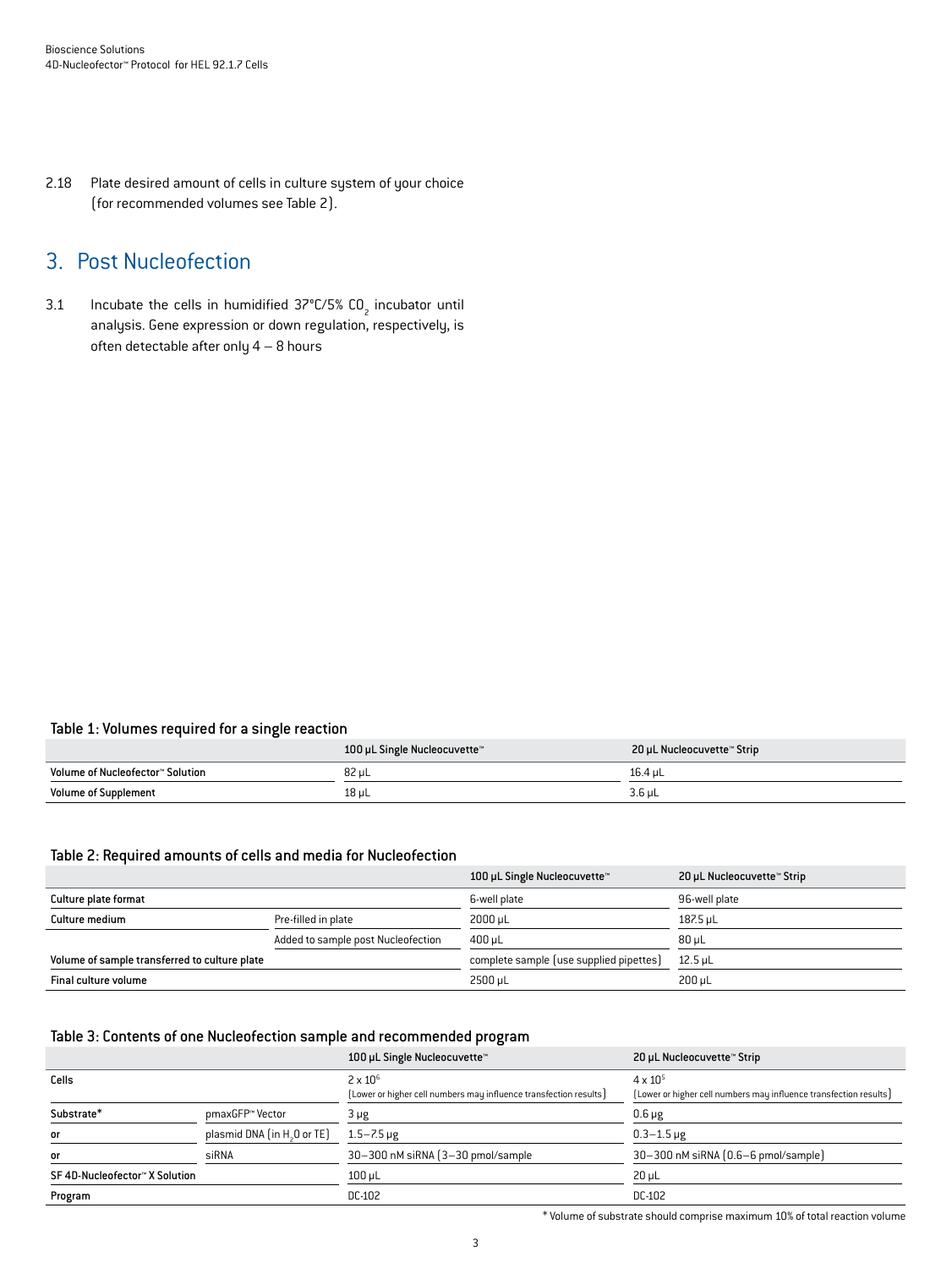2.18 Plate desired amount of cells in culture system of your choice (for recommended volumes see Table 2).

## 3. Post Nucleofection

3.1 Incubate the cells in humidified 37°C/5% $CO_2$ incubator until analysis. Gene expression or down regulation, respectively, is often detectable after only 4 – 8 hours

### Table 1: Volumes required for a single reaction

| | 100 µL Single Nucleocuvette™ | 20 µL Nucleocuvette™ Strip |
|---|---|---|
| Volume of Nucleofector™ Solution | 82 µL | 16.4 µL |
| Volume of Supplement | 18 µL | 3.6 µL |

### Table 2: Required amounts of cells and media for Nucleofection

| | | 100 µL Single Nucleocuvette™ | 20 µL Nucleocuvette™ Strip |
|---|---|---|---|
| Culture plate format | | 6-well plate | 96-well plate |
| Culture medium | Pre-filled in plate | 2000 µL | 187.5 µL |
| | Added to sample post Nucleofection | 400 µL | 80 µL |
| Volume of sample transferred to culture plate | | complete sample (use supplied pipettes) | 12.5 µL |
| Final culture volume | | 2500 µL | 200 µL |

### Table 3: Contents of one Nucleofection sample and recommended program

| | | 100 µL Single Nucleocuvette™ | 20 µL Nucleocuvette™ Strip |
|---|---|---|---|
| Cells | | $2 \times 10^6$ (Lower or higher cell numbers may influence transfection results) | $4 \times 10^5$ (Lower or higher cell numbers may influence transfection results) |
| Substrate* | pmaxGFP™ Vector | 3 µg | 0.6 µg |
| or | plasmid DNA (in $H_2O$ or TE) | 1.5–7.5 µg | 0.3–1.5 µg |
| or | siRNA | 30–300 nM siRNA (3–30 pmol/sample | 30–300 nM siRNA (0.6–6 pmol/sample) |
| SF 4D-Nucleofector™ X Solution | | 100 µL | 20 µL |
| Program | | DC-102 | DC-102 |

* Volume of substrate should comprise maximum 10% of total reaction volume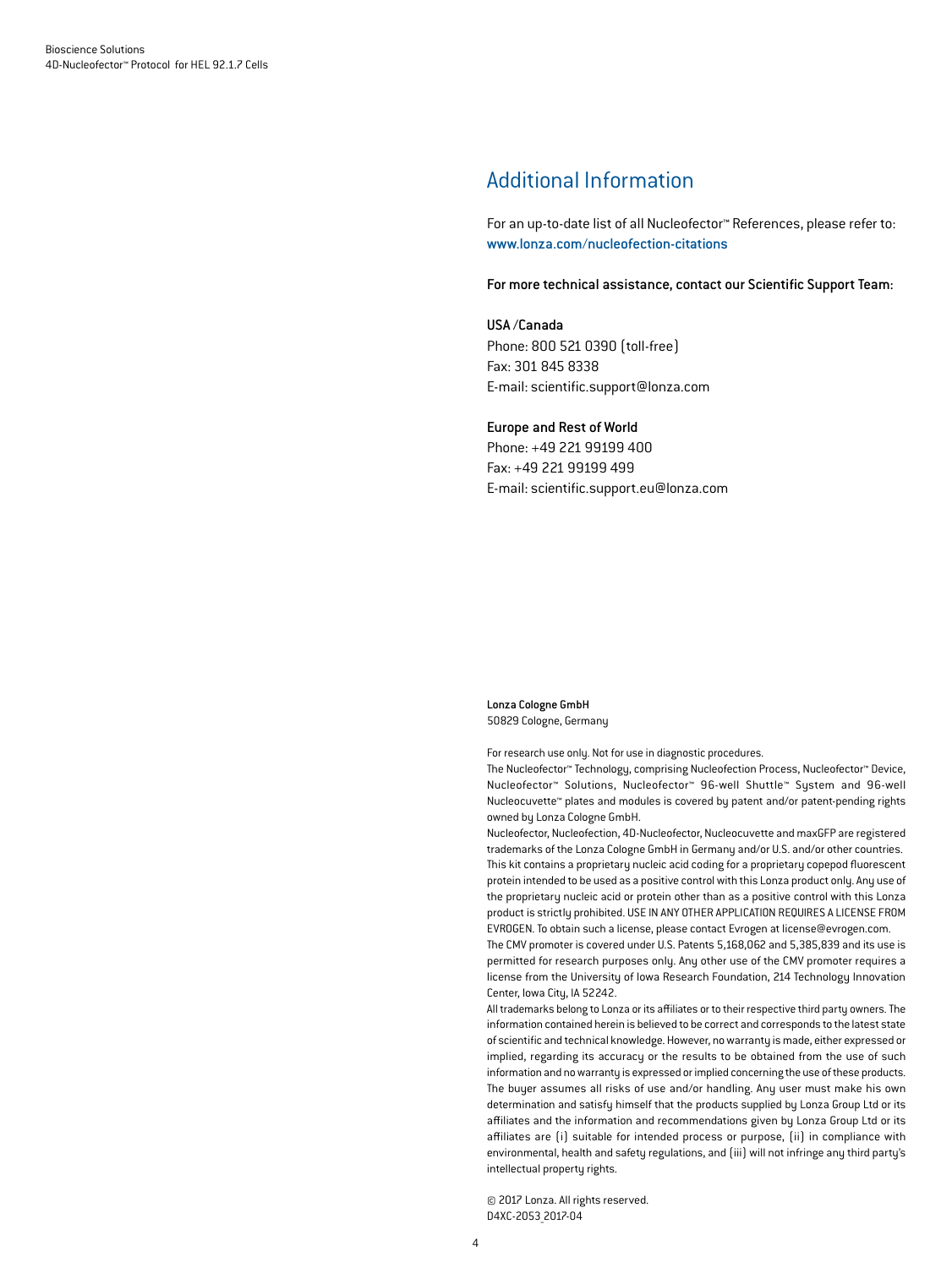## Additional Information

For an up-to-date list of all Nucleofector™ References, please refer to:
www.lonza.com/nucleofection-citations

**For more technical assistance, contact our Scientific Support Team:**

**USA /Canada**
Phone: 800 521 0390 (toll-free)
Fax: 301 845 8338
E-mail: scientific.support@lonza.com

**Europe and Rest of World**
Phone: +49 221 99199 400
Fax: +49 221 99199 499
E-mail: scientific.support.eu@lonza.com

**Lonza Cologne GmbH**
50829 Cologne, Germany

For research use only. Not for use in diagnostic procedures.
The Nucleofector™ Technology, comprising Nucleofection Process, Nucleofector™ Device, Nucleofector™ Solutions, Nucleofector™ 96-well Shuttle™ System and 96-well Nucleocuvette™ plates and modules is covered by patent and/or patent-pending rights owned by Lonza Cologne GmbH.
Nucleofector, Nucleofection, 4D-Nucleofector, Nucleocuvette and maxGFP are registered trademarks of the Lonza Cologne GmbH in Germany and/or U.S. and/or other countries.
This kit contains a proprietary nucleic acid coding for a proprietary copepod fluorescent protein intended to be used as a positive control with this Lonza product only. Any use of the proprietary nucleic acid or protein other than as a positive control with this Lonza product is strictly prohibited. USE IN ANY OTHER APPLICATION REQUIRES A LICENSE FROM EVROGEN. To obtain such a license, please contact Evrogen at license@evrogen.com.
The CMV promoter is covered under U.S. Patents 5,168,062 and 5,385,839 and its use is permitted for research purposes only. Any other use of the CMV promoter requires a license from the University of Iowa Research Foundation, 214 Technology Innovation Center, Iowa City, IA 52242.
All trademarks belong to Lonza or its affiliates or to their respective third party owners. The information contained herein is believed to be correct and corresponds to the latest state of scientific and technical knowledge. However, no warranty is made, either expressed or implied, regarding its accuracy or the results to be obtained from the use of such information and no warranty is expressed or implied concerning the use of these products. The buyer assumes all risks of use and/or handling. Any user must make his own determination and satisfy himself that the products supplied by Lonza Group Ltd or its affiliates and the information and recommendations given by Lonza Group Ltd or its affiliates are (i) suitable for intended process or purpose, (ii) in compliance with environmental, health and safety regulations, and (iii) will not infringe any third party's intellectual property rights.

© 2017 Lonza. All rights reserved.
D4XC-2053_2017-04